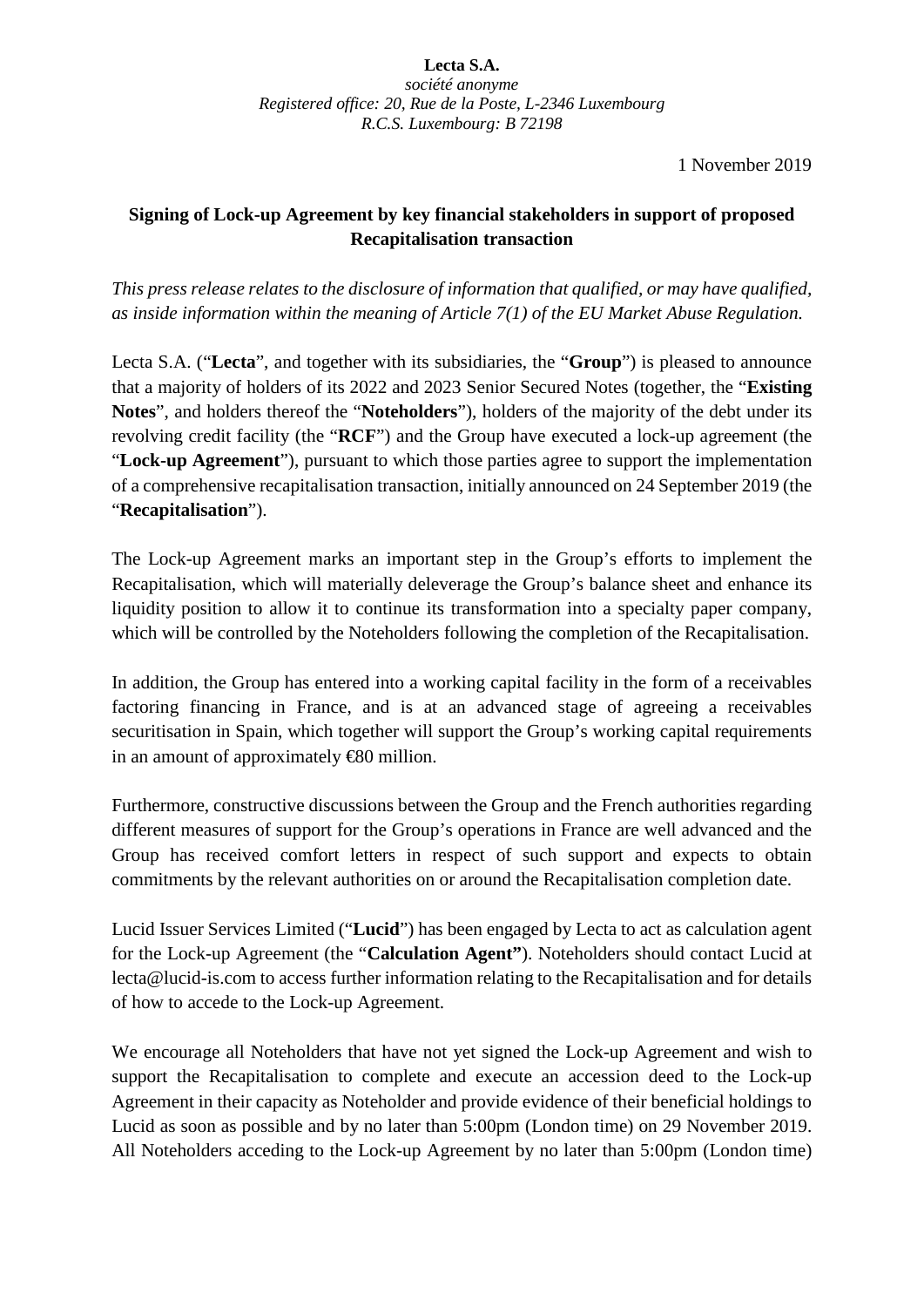**Lecta S.A.**
*société anonyme*
*Registered office: 20, Rue de la Poste, L-2346 Luxembourg*
*R.C.S. Luxembourg: B 72198*

1 November 2019

## Signing of Lock-up Agreement by key financial stakeholders in support of proposed Recapitalisation transaction

*This press release relates to the disclosure of information that qualified, or may have qualified, as inside information within the meaning of Article 7(1) of the EU Market Abuse Regulation.*

Lecta S.A. ("**Lecta**", and together with its subsidiaries, the "**Group**") is pleased to announce that a majority of holders of its 2022 and 2023 Senior Secured Notes (together, the "**Existing Notes**", and holders thereof the "**Noteholders**"), holders of the majority of the debt under its revolving credit facility (the "**RCF**") and the Group have executed a lock-up agreement (the "**Lock-up Agreement**"), pursuant to which those parties agree to support the implementation of a comprehensive recapitalisation transaction, initially announced on 24 September 2019 (the "**Recapitalisation**").

The Lock-up Agreement marks an important step in the Group's efforts to implement the Recapitalisation, which will materially deleverage the Group's balance sheet and enhance its liquidity position to allow it to continue its transformation into a specialty paper company, which will be controlled by the Noteholders following the completion of the Recapitalisation.

In addition, the Group has entered into a working capital facility in the form of a receivables factoring financing in France, and is at an advanced stage of agreeing a receivables securitisation in Spain, which together will support the Group's working capital requirements in an amount of approximately €80 million.

Furthermore, constructive discussions between the Group and the French authorities regarding different measures of support for the Group's operations in France are well advanced and the Group has received comfort letters in respect of such support and expects to obtain commitments by the relevant authorities on or around the Recapitalisation completion date.

Lucid Issuer Services Limited ("**Lucid**") has been engaged by Lecta to act as calculation agent for the Lock-up Agreement (the "**Calculation Agent"**). Noteholders should contact Lucid at lecta@lucid-is.com to access further information relating to the Recapitalisation and for details of how to accede to the Lock-up Agreement.

We encourage all Noteholders that have not yet signed the Lock-up Agreement and wish to support the Recapitalisation to complete and execute an accession deed to the Lock-up Agreement in their capacity as Noteholder and provide evidence of their beneficial holdings to Lucid as soon as possible and by no later than 5:00pm (London time) on 29 November 2019. All Noteholders acceding to the Lock-up Agreement by no later than 5:00pm (London time)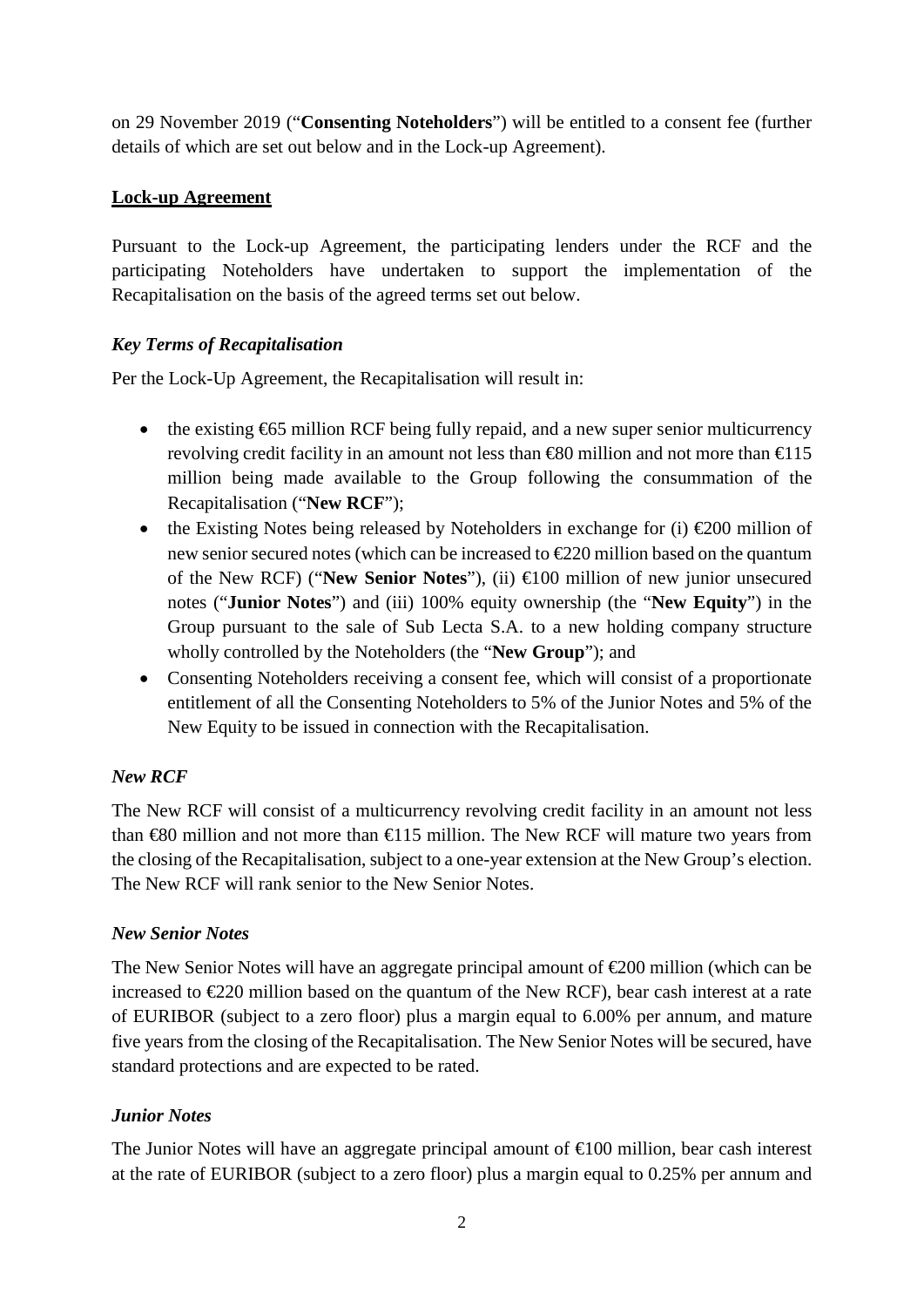on 29 November 2019 ("**Consenting Noteholders**") will be entitled to a consent fee (further details of which are set out below and in the Lock-up Agreement).

**Lock-up Agreement**

Pursuant to the Lock-up Agreement, the participating lenders under the RCF and the participating Noteholders have undertaken to support the implementation of the Recapitalisation on the basis of the agreed terms set out below.

***Key Terms of Recapitalisation***

Per the Lock-Up Agreement, the Recapitalisation will result in:

- the existing €65 million RCF being fully repaid, and a new super senior multicurrency revolving credit facility in an amount not less than €80 million and not more than €115 million being made available to the Group following the consummation of the Recapitalisation ("**New RCF**");
- the Existing Notes being released by Noteholders in exchange for (i) €200 million of new senior secured notes (which can be increased to €220 million based on the quantum of the New RCF) ("**New Senior Notes**"), (ii) €100 million of new junior unsecured notes ("**Junior Notes**") and (iii) 100% equity ownership (the "**New Equity**") in the Group pursuant to the sale of Sub Lecta S.A. to a new holding company structure wholly controlled by the Noteholders (the "**New Group**"); and
- Consenting Noteholders receiving a consent fee, which will consist of a proportionate entitlement of all the Consenting Noteholders to 5% of the Junior Notes and 5% of the New Equity to be issued in connection with the Recapitalisation.

***New RCF***

The New RCF will consist of a multicurrency revolving credit facility in an amount not less than €80 million and not more than €115 million. The New RCF will mature two years from the closing of the Recapitalisation, subject to a one-year extension at the New Group's election. The New RCF will rank senior to the New Senior Notes.

***New Senior Notes***

The New Senior Notes will have an aggregate principal amount of €200 million (which can be increased to €220 million based on the quantum of the New RCF), bear cash interest at a rate of EURIBOR (subject to a zero floor) plus a margin equal to 6.00% per annum, and mature five years from the closing of the Recapitalisation. The New Senior Notes will be secured, have standard protections and are expected to be rated.

***Junior Notes***

The Junior Notes will have an aggregate principal amount of €100 million, bear cash interest at the rate of EURIBOR (subject to a zero floor) plus a margin equal to 0.25% per annum and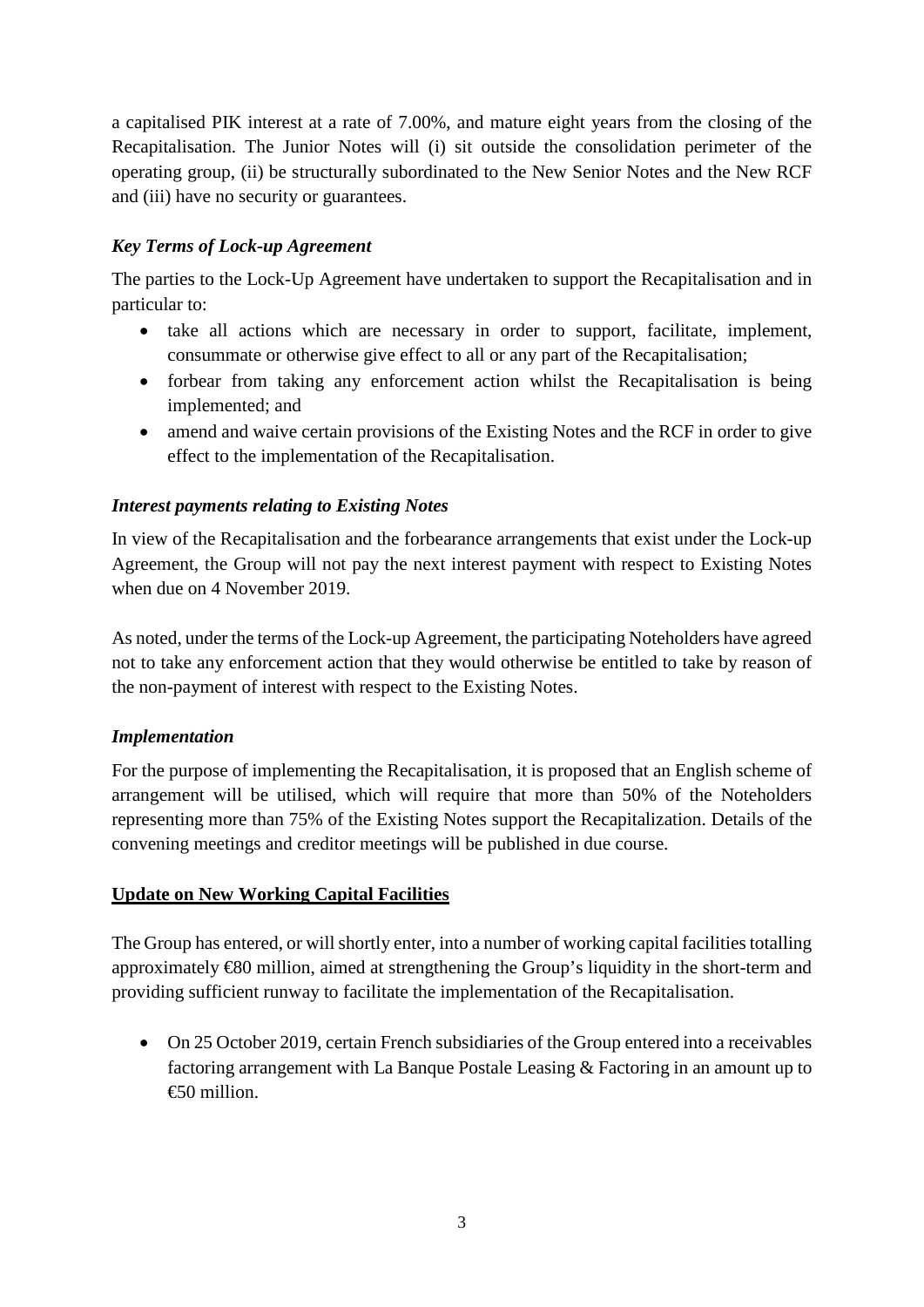a capitalised PIK interest at a rate of 7.00%, and mature eight years from the closing of the Recapitalisation. The Junior Notes will (i) sit outside the consolidation perimeter of the operating group, (ii) be structurally subordinated to the New Senior Notes and the New RCF and (iii) have no security or guarantees.

### *Key Terms of Lock-up Agreement*

The parties to the Lock-Up Agreement have undertaken to support the Recapitalisation and in particular to:

- take all actions which are necessary in order to support, facilitate, implement, consummate or otherwise give effect to all or any part of the Recapitalisation;
- forbear from taking any enforcement action whilst the Recapitalisation is being implemented; and
- amend and waive certain provisions of the Existing Notes and the RCF in order to give effect to the implementation of the Recapitalisation.

### *Interest payments relating to Existing Notes*

In view of the Recapitalisation and the forbearance arrangements that exist under the Lock-up Agreement, the Group will not pay the next interest payment with respect to Existing Notes when due on 4 November 2019.

As noted, under the terms of the Lock-up Agreement, the participating Noteholders have agreed not to take any enforcement action that they would otherwise be entitled to take by reason of the non-payment of interest with respect to the Existing Notes.

### *Implementation*

For the purpose of implementing the Recapitalisation, it is proposed that an English scheme of arrangement will be utilised, which will require that more than 50% of the Noteholders representing more than 75% of the Existing Notes support the Recapitalization. Details of the convening meetings and creditor meetings will be published in due course.

## **Update on New Working Capital Facilities**

The Group has entered, or will shortly enter, into a number of working capital facilities totalling approximately €80 million, aimed at strengthening the Group's liquidity in the short-term and providing sufficient runway to facilitate the implementation of the Recapitalisation.

- On 25 October 2019, certain French subsidiaries of the Group entered into a receivables factoring arrangement with La Banque Postale Leasing & Factoring in an amount up to €50 million.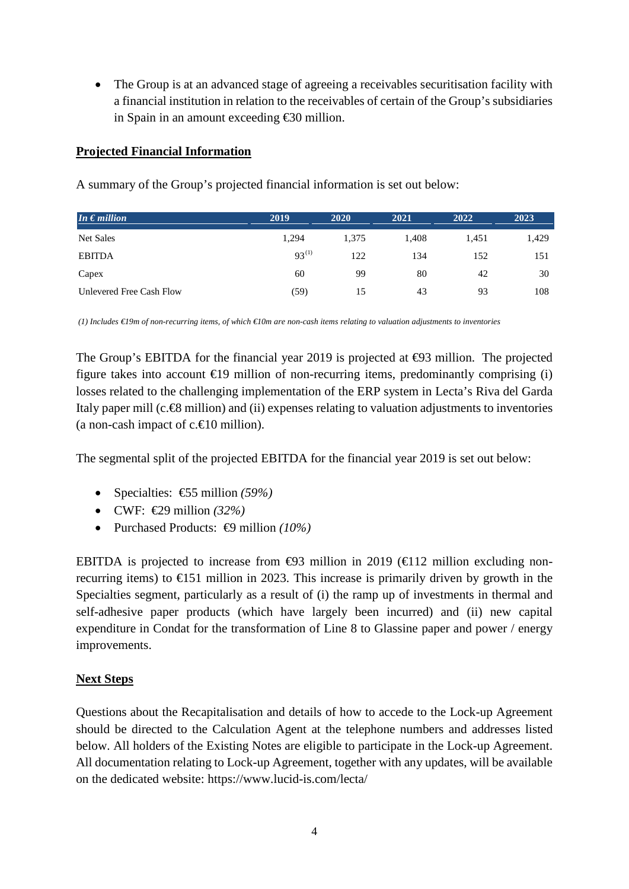- The Group is at an advanced stage of agreeing a receivables securitisation facility with a financial institution in relation to the receivables of certain of the Group's subsidiaries in Spain in an amount exceeding €30 million.

**Projected Financial Information**

A summary of the Group's projected financial information is set out below:

| *In € million* | 2019 | 2020 | 2021 | 2022 | 2023 |
|---|---|---|---|---|---|
| Net Sales | 1,294 | 1,375 | 1,408 | 1,451 | 1,429 |
| EBITDA | 93[(1)] | 122 | 134 | 152 | 151 |
| Capex | 60 | 99 | 80 | 42 | 30 |
| Unlevered Free Cash Flow | (59) | 15 | 43 | 93 | 108 |

*(1) Includes €19m of non-recurring items, of which €10m are non-cash items relating to valuation adjustments to inventories*

The Group's EBITDA for the financial year 2019 is projected at €93 million. The projected figure takes into account €19 million of non-recurring items, predominantly comprising (i) losses related to the challenging implementation of the ERP system in Lecta's Riva del Garda Italy paper mill (c.€8 million) and (ii) expenses relating to valuation adjustments to inventories (a non-cash impact of c.€10 million).

The segmental split of the projected EBITDA for the financial year 2019 is set out below:

- Specialties: €55 million *(59%)*
- CWF: €29 million *(32%)*
- Purchased Products: €9 million *(10%)*

EBITDA is projected to increase from €93 million in 2019 (€112 million excluding non-recurring items) to €151 million in 2023. This increase is primarily driven by growth in the Specialties segment, particularly as a result of (i) the ramp up of investments in thermal and self-adhesive paper products (which have largely been incurred) and (ii) new capital expenditure in Condat for the transformation of Line 8 to Glassine paper and power / energy improvements.

**Next Steps**

Questions about the Recapitalisation and details of how to accede to the Lock-up Agreement should be directed to the Calculation Agent at the telephone numbers and addresses listed below. All holders of the Existing Notes are eligible to participate in the Lock-up Agreement. All documentation relating to Lock-up Agreement, together with any updates, will be available on the dedicated website: https://www.lucid-is.com/lecta/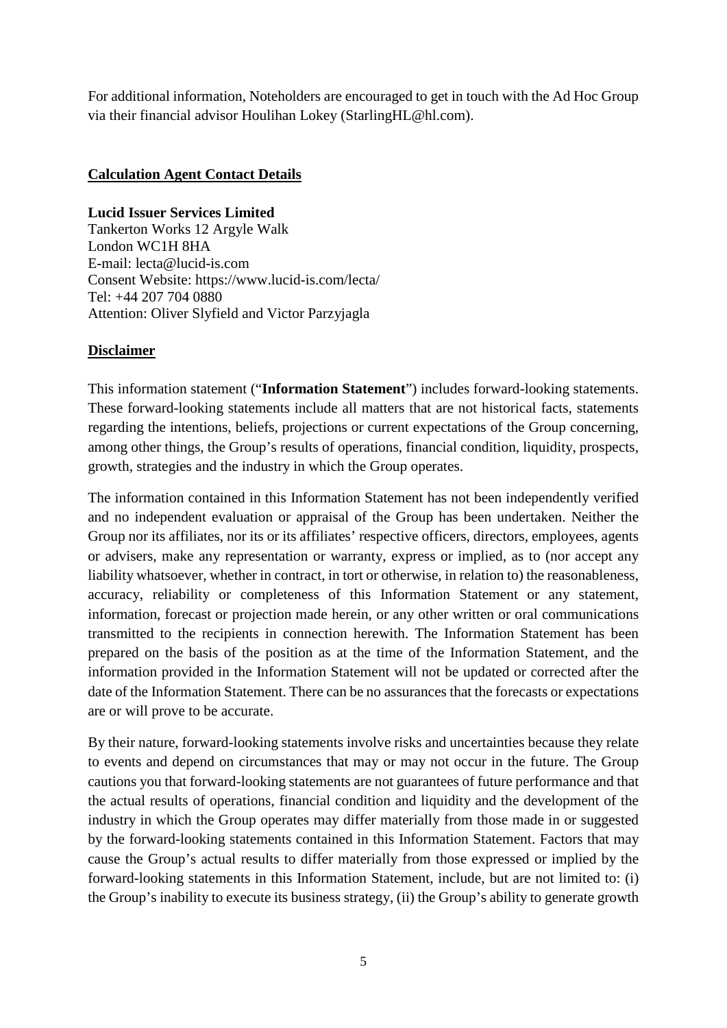For additional information, Noteholders are encouraged to get in touch with the Ad Hoc Group via their financial advisor Houlihan Lokey (StarlingHL@hl.com).

## Calculation Agent Contact Details

**Lucid Issuer Services Limited**
Tankerton Works 12 Argyle Walk
London WC1H 8HA
E-mail: lecta@lucid-is.com
Consent Website: https://www.lucid-is.com/lecta/
Tel: +44 207 704 0880
Attention: Oliver Slyfield and Victor Parzyjagla

## Disclaimer

This information statement ("**Information Statement**") includes forward-looking statements. These forward-looking statements include all matters that are not historical facts, statements regarding the intentions, beliefs, projections or current expectations of the Group concerning, among other things, the Group's results of operations, financial condition, liquidity, prospects, growth, strategies and the industry in which the Group operates.

The information contained in this Information Statement has not been independently verified and no independent evaluation or appraisal of the Group has been undertaken. Neither the Group nor its affiliates, nor its or its affiliates' respective officers, directors, employees, agents or advisers, make any representation or warranty, express or implied, as to (nor accept any liability whatsoever, whether in contract, in tort or otherwise, in relation to) the reasonableness, accuracy, reliability or completeness of this Information Statement or any statement, information, forecast or projection made herein, or any other written or oral communications transmitted to the recipients in connection herewith. The Information Statement has been prepared on the basis of the position as at the time of the Information Statement, and the information provided in the Information Statement will not be updated or corrected after the date of the Information Statement. There can be no assurances that the forecasts or expectations are or will prove to be accurate.

By their nature, forward-looking statements involve risks and uncertainties because they relate to events and depend on circumstances that may or may not occur in the future. The Group cautions you that forward-looking statements are not guarantees of future performance and that the actual results of operations, financial condition and liquidity and the development of the industry in which the Group operates may differ materially from those made in or suggested by the forward-looking statements contained in this Information Statement. Factors that may cause the Group's actual results to differ materially from those expressed or implied by the forward-looking statements in this Information Statement, include, but are not limited to: (i) the Group's inability to execute its business strategy, (ii) the Group's ability to generate growth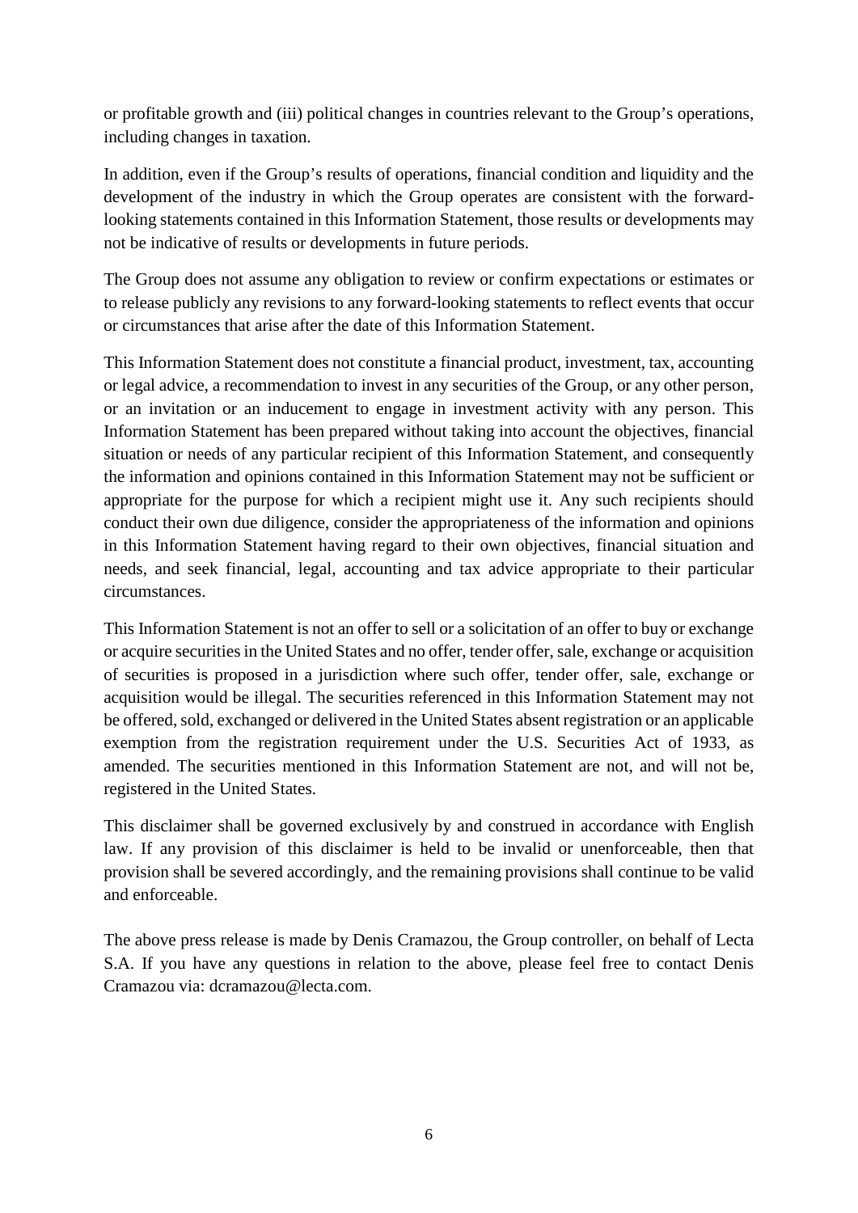or profitable growth and (iii) political changes in countries relevant to the Group's operations, including changes in taxation.

In addition, even if the Group's results of operations, financial condition and liquidity and the development of the industry in which the Group operates are consistent with the forward-looking statements contained in this Information Statement, those results or developments may not be indicative of results or developments in future periods.

The Group does not assume any obligation to review or confirm expectations or estimates or to release publicly any revisions to any forward-looking statements to reflect events that occur or circumstances that arise after the date of this Information Statement.

This Information Statement does not constitute a financial product, investment, tax, accounting or legal advice, a recommendation to invest in any securities of the Group, or any other person, or an invitation or an inducement to engage in investment activity with any person. This Information Statement has been prepared without taking into account the objectives, financial situation or needs of any particular recipient of this Information Statement, and consequently the information and opinions contained in this Information Statement may not be sufficient or appropriate for the purpose for which a recipient might use it. Any such recipients should conduct their own due diligence, consider the appropriateness of the information and opinions in this Information Statement having regard to their own objectives, financial situation and needs, and seek financial, legal, accounting and tax advice appropriate to their particular circumstances.

This Information Statement is not an offer to sell or a solicitation of an offer to buy or exchange or acquire securities in the United States and no offer, tender offer, sale, exchange or acquisition of securities is proposed in a jurisdiction where such offer, tender offer, sale, exchange or acquisition would be illegal. The securities referenced in this Information Statement may not be offered, sold, exchanged or delivered in the United States absent registration or an applicable exemption from the registration requirement under the U.S. Securities Act of 1933, as amended. The securities mentioned in this Information Statement are not, and will not be, registered in the United States.

This disclaimer shall be governed exclusively by and construed in accordance with English law. If any provision of this disclaimer is held to be invalid or unenforceable, then that provision shall be severed accordingly, and the remaining provisions shall continue to be valid and enforceable.

The above press release is made by Denis Cramazou, the Group controller, on behalf of Lecta S.A. If you have any questions in relation to the above, please feel free to contact Denis Cramazou via: dcramazou@lecta.com.